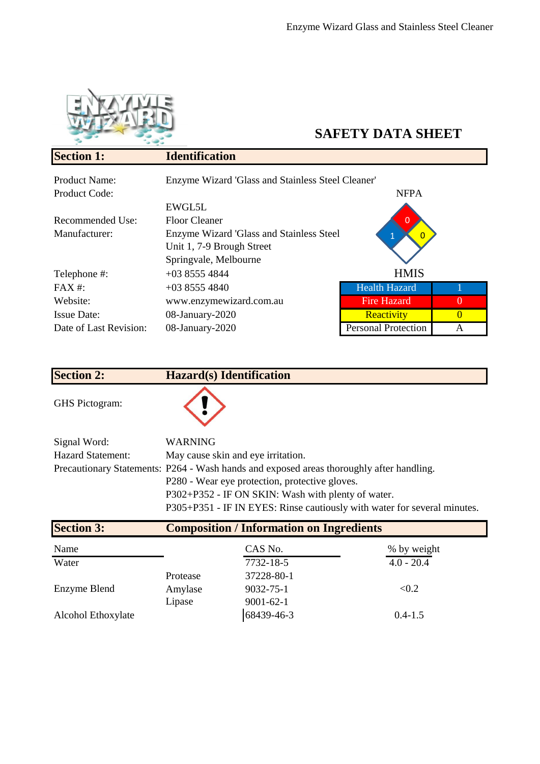# SAFETY DATA SHEET

## Section 1: Identification

Product Name: Enzyme Wizard 'Glass and Stainless Steel Cleaner'

Product Code: EWGL5L

Recommended Use: Floor Cleaner

Manufacturer: Enzyme Wizard 'Glass and Stainless Steel
Unit 1, 7-9 Brough Street
Springvale, Melbourne

Telephone #: +03 8555 4844

FAX #: +03 8555 4840

Website: www.enzymewizard.com.au

Issue Date: 08-January-2020

Date of Last Revision: 08-January-2020

NFPA

- Fire: 0
- Health: 1
- Reactivity: 0

HMIS

| Health Hazard | 1 |
|---|---|
| Fire Hazard | 0 |
| Reactivity | 0 |
| Personal Protection | A |

## Section 2: Hazard(s) Identification

GHS Pictogram:

Signal Word: WARNING

Hazard Statement: May cause skin and eye irritation.

Precautionary Statements: P264 - Wash hands and exposed areas thoroughly after handling.
P280 - Wear eye protection, protective gloves.
P302+P352 - IF ON SKIN: Wash with plenty of water.
P305+P351 - IF IN EYES: Rinse cautiously with water for several minutes.

## Section 3: Composition / Information on Ingredients

| Name | | CAS No. | % by weight |
|---|---|---|---|
| Water | | 7732-18-5 | 4.0 - 20.4 |
| | Protease | 37228-80-1 | |
| Enzyme Blend | Amylase | 9032-75-1 | <0.2 |
| | Lipase | 9001-62-1 | |
| Alcohol Ethoxylate | | 68439-46-3 | 0.4-1.5 |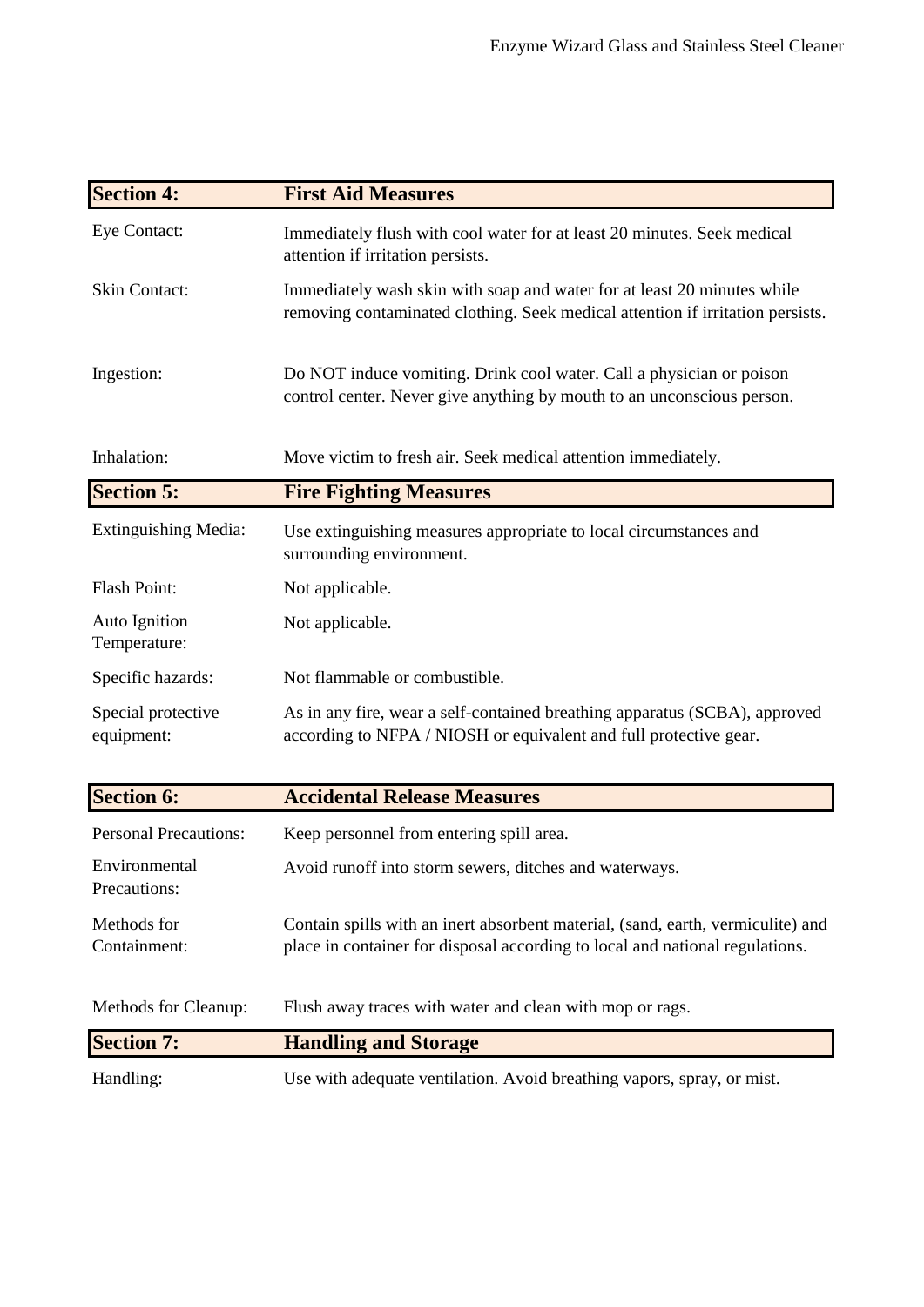## Section 4: First Aid Measures

| | |
|---|---|
| Eye Contact: | Immediately flush with cool water for at least 20 minutes. Seek medical attention if irritation persists. |
| Skin Contact: | Immediately wash skin with soap and water for at least 20 minutes while removing contaminated clothing. Seek medical attention if irritation persists. |
| Ingestion: | Do NOT induce vomiting. Drink cool water. Call a physician or poison control center. Never give anything by mouth to an unconscious person. |
| Inhalation: | Move victim to fresh air. Seek medical attention immediately. |

## Section 5: Fire Fighting Measures

| | |
|---|---|
| Extinguishing Media: | Use extinguishing measures appropriate to local circumstances and surrounding environment. |
| Flash Point: | Not applicable. |
| Auto Ignition Temperature: | Not applicable. |
| Specific hazards: | Not flammable or combustible. |
| Special protective equipment: | As in any fire, wear a self-contained breathing apparatus (SCBA), approved according to NFPA / NIOSH or equivalent and full protective gear. |

## Section 6: Accidental Release Measures

| | |
|---|---|
| Personal Precautions: | Keep personnel from entering spill area. |
| Environmental Precautions: | Avoid runoff into storm sewers, ditches and waterways. |
| Methods for Containment: | Contain spills with an inert absorbent material, (sand, earth, vermiculite) and place in container for disposal according to local and national regulations. |
| Methods for Cleanup: | Flush away traces with water and clean with mop or rags. |

## Section 7: Handling and Storage

| | |
|---|---|
| Handling: | Use with adequate ventilation. Avoid breathing vapors, spray, or mist. |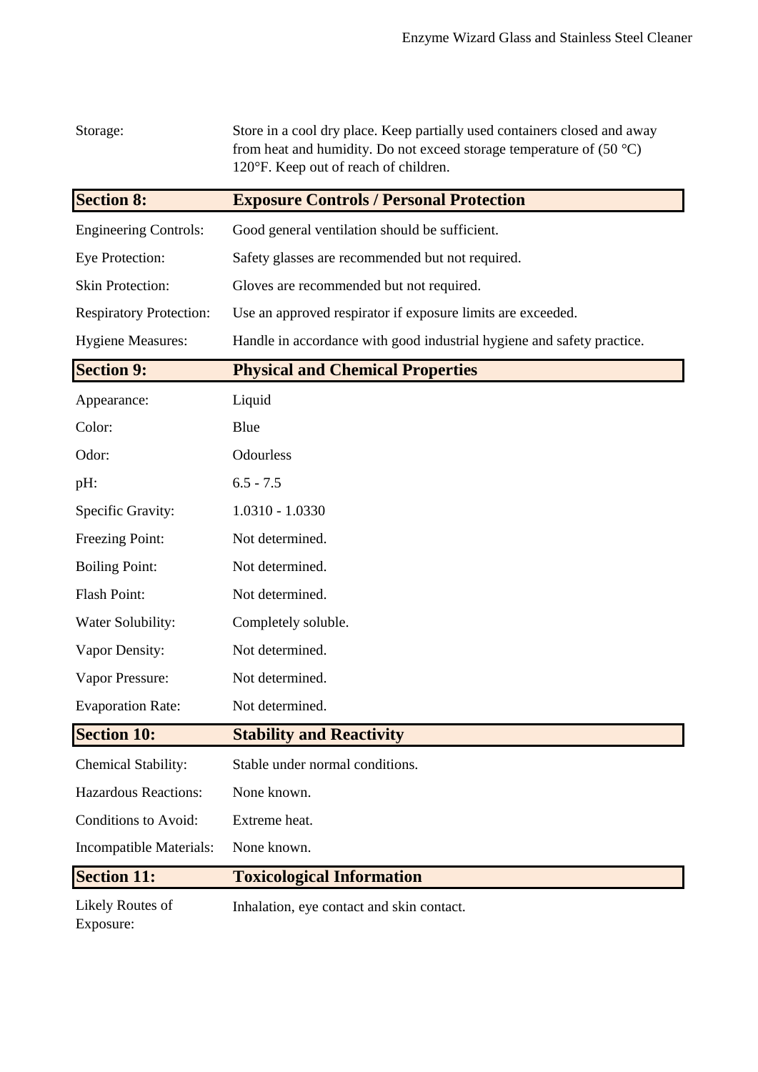| | |
|---|---|
| Storage: | Store in a cool dry place. Keep partially used containers closed and away from heat and humidity. Do not exceed storage temperature of (50 °C) 120°F. Keep out of reach of children. |

## Section 8: Exposure Controls / Personal Protection

| | |
|---|---|
| Engineering Controls: | Good general ventilation should be sufficient. |
| Eye Protection: | Safety glasses are recommended but not required. |
| Skin Protection: | Gloves are recommended but not required. |
| Respiratory Protection: | Use an approved respirator if exposure limits are exceeded. |
| Hygiene Measures: | Handle in accordance with good industrial hygiene and safety practice. |

## Section 9: Physical and Chemical Properties

| | |
|---|---|
| Appearance: | Liquid |
| Color: | Blue |
| Odor: | Odourless |
| pH: | 6.5 - 7.5 |
| Specific Gravity: | 1.0310 - 1.0330 |
| Freezing Point: | Not determined. |
| Boiling Point: | Not determined. |
| Flash Point: | Not determined. |
| Water Solubility: | Completely soluble. |
| Vapor Density: | Not determined. |
| Vapor Pressure: | Not determined. |
| Evaporation Rate: | Not determined. |

## Section 10: Stability and Reactivity

| | |
|---|---|
| Chemical Stability: | Stable under normal conditions. |
| Hazardous Reactions: | None known. |
| Conditions to Avoid: | Extreme heat. |
| Incompatible Materials: | None known. |

## Section 11: Toxicological Information

| | |
|---|---|
| Likely Routes of Exposure: | Inhalation, eye contact and skin contact. |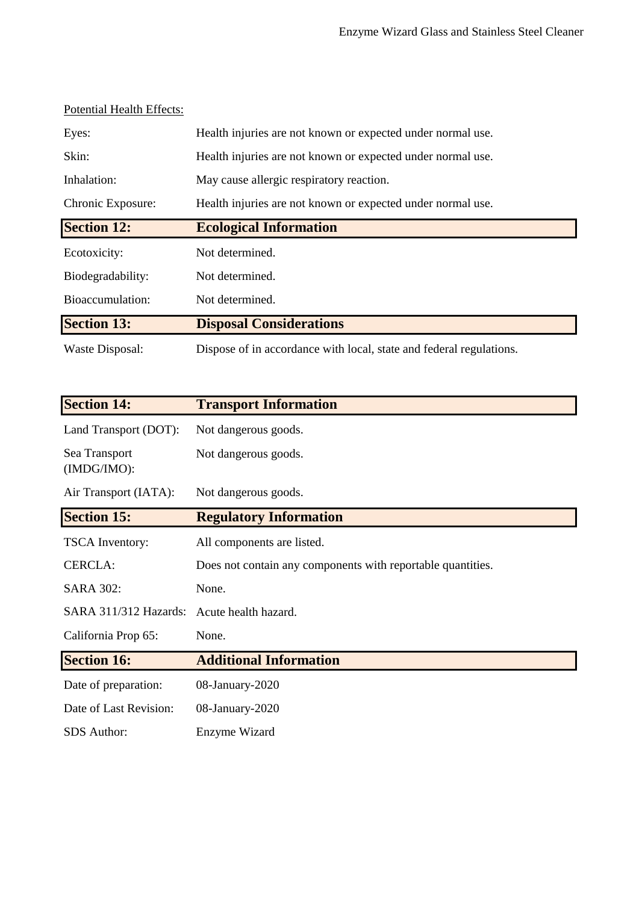Potential Health Effects:

| | |
|---|---|
| Eyes: | Health injuries are not known or expected under normal use. |
| Skin: | Health injuries are not known or expected under normal use. |
| Inhalation: | May cause allergic respiratory reaction. |
| Chronic Exposure: | Health injuries are not known or expected under normal use. |

## Section 12: Ecological Information

| | |
|---|---|
| Ecotoxicity: | Not determined. |
| Biodegradability: | Not determined. |
| Bioaccumulation: | Not determined. |

## Section 13: Disposal Considerations

| | |
|---|---|
| Waste Disposal: | Dispose of in accordance with local, state and federal regulations. |

## Section 14: Transport Information

| | |
|---|---|
| Land Transport (DOT): | Not dangerous goods. |
| Sea Transport (IMDG/IMO): | Not dangerous goods. |
| Air Transport (IATA): | Not dangerous goods. |

## Section 15: Regulatory Information

| | |
|---|---|
| TSCA Inventory: | All components are listed. |
| CERCLA: | Does not contain any components with reportable quantities. |
| SARA 302: | None. |
| SARA 311/312 Hazards: | Acute health hazard. |
| California Prop 65: | None. |

## Section 16: Additional Information

| | |
|---|---|
| Date of preparation: | 08-January-2020 |
| Date of Last Revision: | 08-January-2020 |
| SDS Author: | Enzyme Wizard |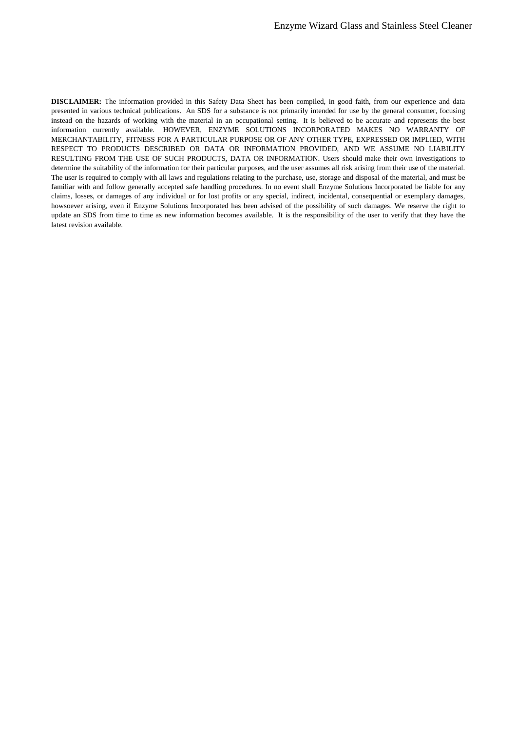**DISCLAIMER:** The information provided in this Safety Data Sheet has been compiled, in good faith, from our experience and data presented in various technical publications. An SDS for a substance is not primarily intended for use by the general consumer, focusing instead on the hazards of working with the material in an occupational setting. It is believed to be accurate and represents the best information currently available. HOWEVER, ENZYME SOLUTIONS INCORPORATED MAKES NO WARRANTY OF MERCHANTABILITY, FITNESS FOR A PARTICULAR PURPOSE OR OF ANY OTHER TYPE, EXPRESSED OR IMPLIED, WITH RESPECT TO PRODUCTS DESCRIBED OR DATA OR INFORMATION PROVIDED, AND WE ASSUME NO LIABILITY RESULTING FROM THE USE OF SUCH PRODUCTS, DATA OR INFORMATION. Users should make their own investigations to determine the suitability of the information for their particular purposes, and the user assumes all risk arising from their use of the material. The user is required to comply with all laws and regulations relating to the purchase, use, storage and disposal of the material, and must be familiar with and follow generally accepted safe handling procedures. In no event shall Enzyme Solutions Incorporated be liable for any claims, losses, or damages of any individual or for lost profits or any special, indirect, incidental, consequential or exemplary damages, howsoever arising, even if Enzyme Solutions Incorporated has been advised of the possibility of such damages. We reserve the right to update an SDS from time to time as new information becomes available. It is the responsibility of the user to verify that they have the latest revision available.